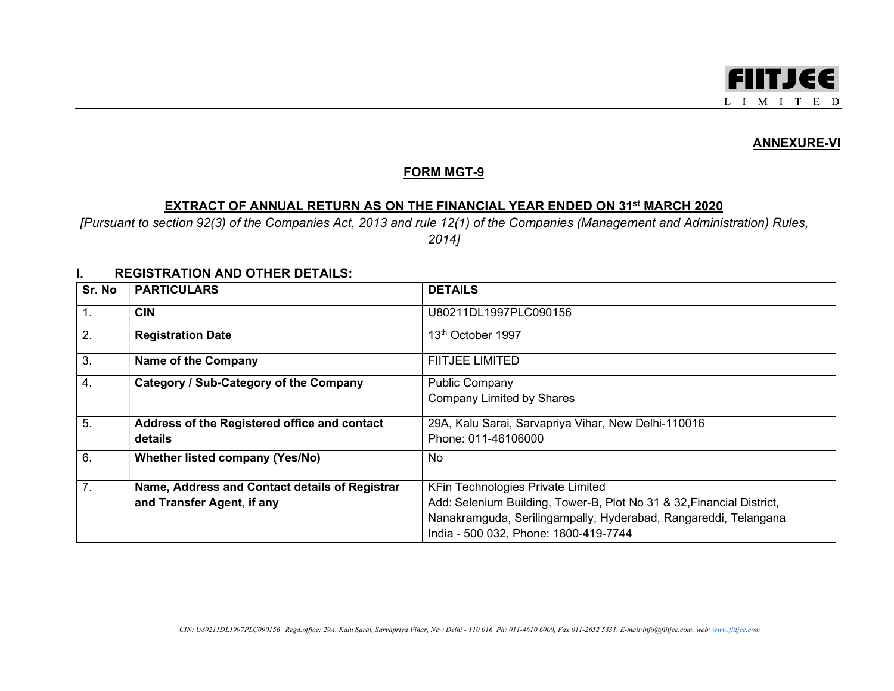**ANNEXURE-VI**

## FORM MGT-9

## EXTRACT OF ANNUAL RETURN AS ON THE FINANCIAL YEAR ENDED ON 31st MARCH 2020

*[Pursuant to section 92(3) of the Companies Act, 2013 and rule 12(1) of the Companies (Management and Administration) Rules, 2014]*

### I. REGISTRATION AND OTHER DETAILS:

| Sr. No | PARTICULARS | DETAILS |
|---|---|---|
| 1. | **CIN** | U80211DL1997PLC090156 |
| 2. | **Registration Date** | 13th October 1997 |
| 3. | **Name of the Company** | FIITJEE LIMITED |
| 4. | **Category / Sub-Category of the Company** | Public Company<br>Company Limited by Shares |
| 5. | **Address of the Registered office and contact details** | 29A, Kalu Sarai, Sarvapriya Vihar, New Delhi-110016<br>Phone: 011-46106000 |
| 6. | **Whether listed company (Yes/No)** | No |
| 7. | **Name, Address and Contact details of Registrar and Transfer Agent, if any** | KFin Technologies Private Limited<br>Add: Selenium Building, Tower-B, Plot No 31 & 32,Financial District, Nanakramguda, Serilingampally, Hyderabad, Rangareddi, Telangana India - 500 032, Phone: 1800-419-7744 |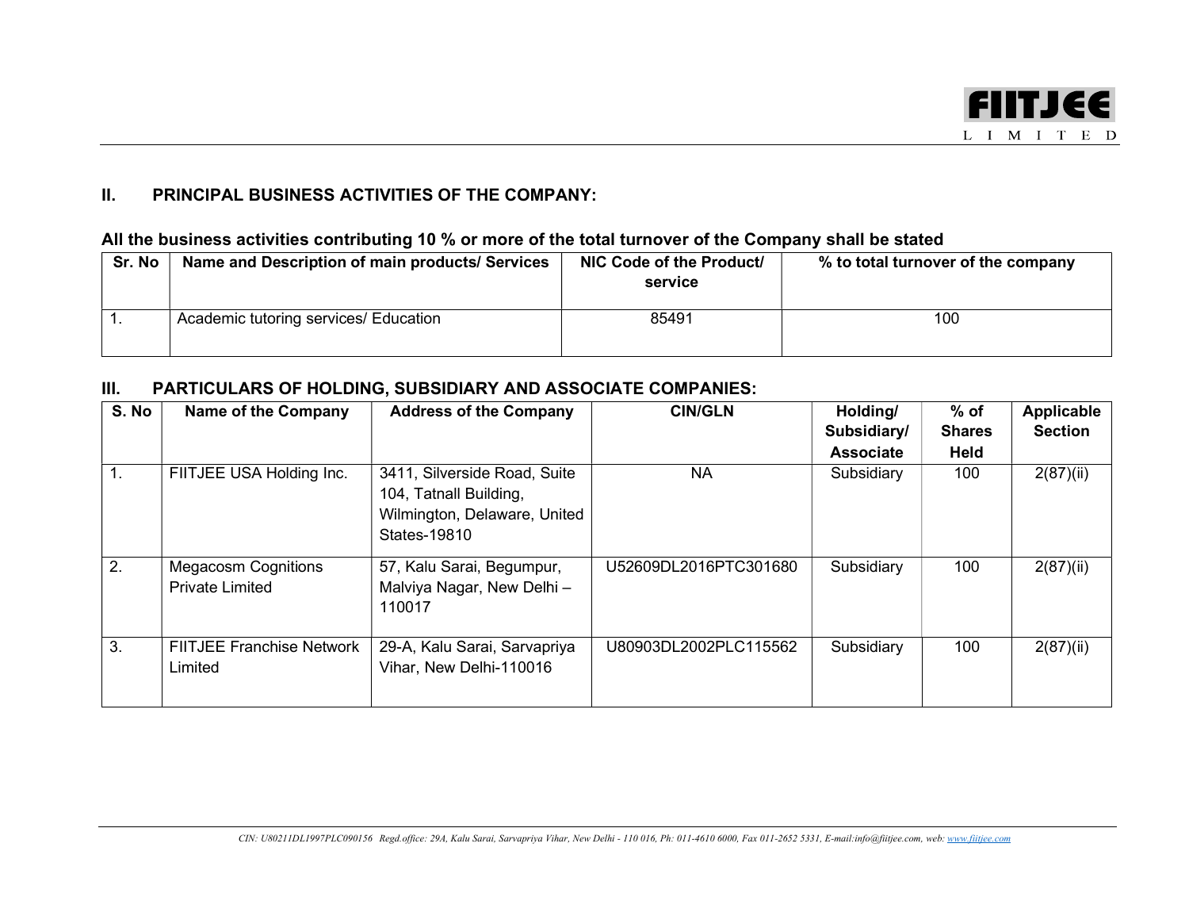## II. PRINCIPAL BUSINESS ACTIVITIES OF THE COMPANY:

**All the business activities contributing 10 % or more of the total turnover of the Company shall be stated**

| Sr. No | Name and Description of main products/ Services | NIC Code of the Product/ service | % to total turnover of the company |
|---|---|---|---|
| 1. | Academic tutoring services/ Education | 85491 | 100 |

## III. PARTICULARS OF HOLDING, SUBSIDIARY AND ASSOCIATE COMPANIES:

| S. No | Name of the Company | Address of the Company | CIN/GLN | Holding/ Subsidiary/ Associate | % of Shares Held | Applicable Section |
|---|---|---|---|---|---|---|
| 1. | FIITJEE USA Holding Inc. | 3411, Silverside Road, Suite 104, Tatnall Building, Wilmington, Delaware, United States-19810 | NA | Subsidiary | 100 | 2(87)(ii) |
| 2. | Megacosm Cognitions Private Limited | 57, Kalu Sarai, Begumpur, Malviya Nagar, New Delhi – 110017 | U52609DL2016PTC301680 | Subsidiary | 100 | 2(87)(ii) |
| 3. | FIITJEE Franchise Network Limited | 29-A, Kalu Sarai, Sarvapriya Vihar, New Delhi-110016 | U80903DL2002PLC115562 | Subsidiary | 100 | 2(87)(ii) |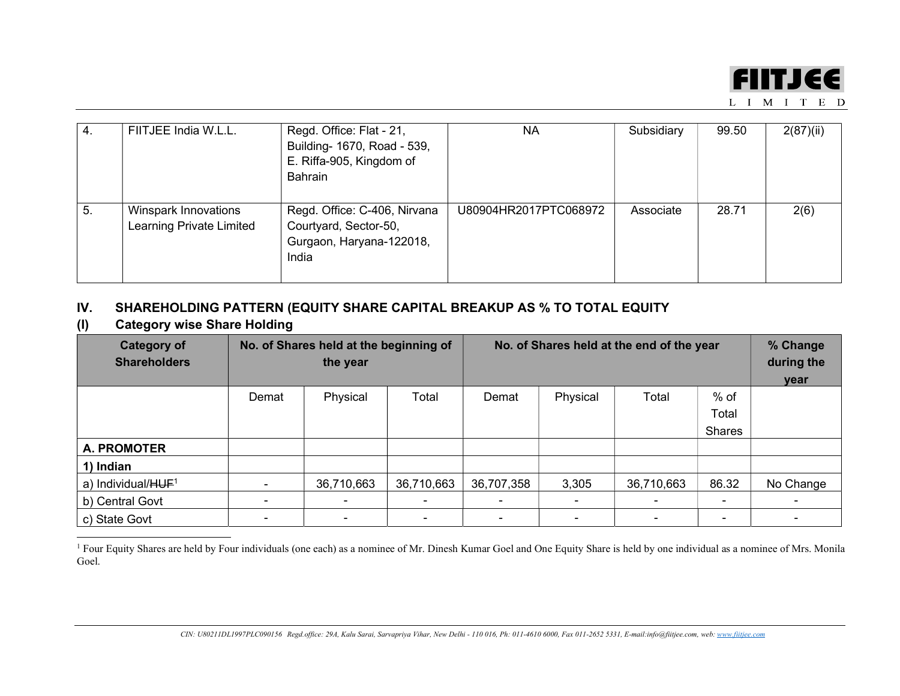| 4. | FIITJEE India W.L.L. | Regd. Office: Flat - 21, Building- 1670, Road - 539, E. Riffa-905, Kingdom of Bahrain | NA | Subsidiary | 99.50 | 2(87)(ii) |
|---|---|---|---|---|---|---|
| 5. | Winspark Innovations Learning Private Limited | Regd. Office: C-406, Nirvana Courtyard, Sector-50, Gurgaon, Haryana-122018, India | U80904HR2017PTC068972 | Associate | 28.71 | 2(6) |

## IV. SHAREHOLDING PATTERN (EQUITY SHARE CAPITAL BREAKUP AS % TO TOTAL EQUITY

## (I) Category wise Share Holding

| Category of Shareholders | No. of Shares held at the beginning of the year | | | No. of Shares held at the end of the year | | | | % Change during the year |
|---|---|---|---|---|---|---|---|---|
| | Demat | Physical | Total | Demat | Physical | Total | % of Total Shares | |
| **A. PROMOTER** | | | | | | | | |
| **1) Indian** | | | | | | | | |
| a) Individual/~~HUF~~[1] | - | 36,710,663 | 36,710,663 | 36,707,358 | 3,305 | 36,710,663 | 86.32 | No Change |
| b) Central Govt | - | - | - | - | - | - | - | - |
| c) State Govt | - | - | - | - | - | - | - | - |

[1] Four Equity Shares are held by Four individuals (one each) as a nominee of Mr. Dinesh Kumar Goel and One Equity Share is held by one individual as a nominee of Mrs. Monila Goel.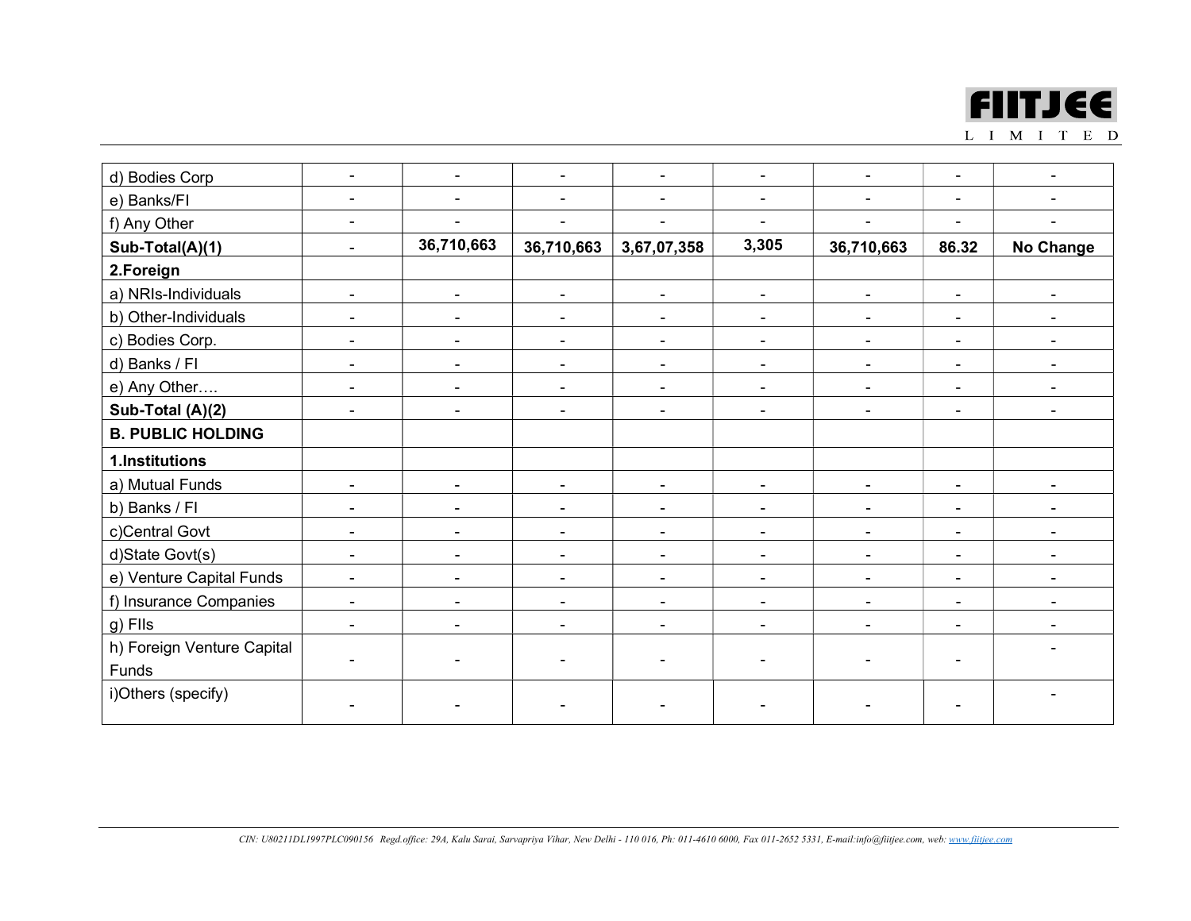| | | | | | | | | |
|---|---|---|---|---|---|---|---|---|
| d) Bodies Corp | - | - | - | - | - | - | - | - |
| e) Banks/FI | - | - | - | - | - | - | - | - |
| f) Any Other | - | - | - | - | - | - | - | - |
| **Sub-Total(A)(1)** | - | **36,710,663** | **36,710,663** | **3,67,07,358** | **3,305** | **36,710,663** | **86.32** | **No Change** |
| **2.Foreign** | | | | | | | | |
| a) NRIs-Individuals | - | - | - | - | - | - | - | - |
| b) Other-Individuals | - | - | - | - | - | - | - | - |
| c) Bodies Corp. | - | - | - | - | - | - | - | - |
| d) Banks / FI | - | - | - | - | - | - | - | - |
| e) Any Other…. | - | - | - | - | - | - | - | - |
| **Sub-Total (A)(2)** | - | - | - | - | - | - | - | - |
| **B. PUBLIC HOLDING** | | | | | | | | |
| **1.Institutions** | | | | | | | | |
| a) Mutual Funds | - | - | - | - | - | - | - | - |
| b) Banks / FI | - | - | - | - | - | - | - | - |
| c)Central Govt | - | - | - | - | - | - | - | - |
| d)State Govt(s) | - | - | - | - | - | - | - | - |
| e) Venture Capital Funds | - | - | - | - | - | - | - | - |
| f) Insurance Companies | - | - | - | - | - | - | - | - |
| g) FIIs | - | - | - | - | - | - | - | - |
| h) Foreign Venture Capital Funds | - | - | - | - | - | - | - | - |
| i)Others (specify) | - | - | - | - | - | - | - | - |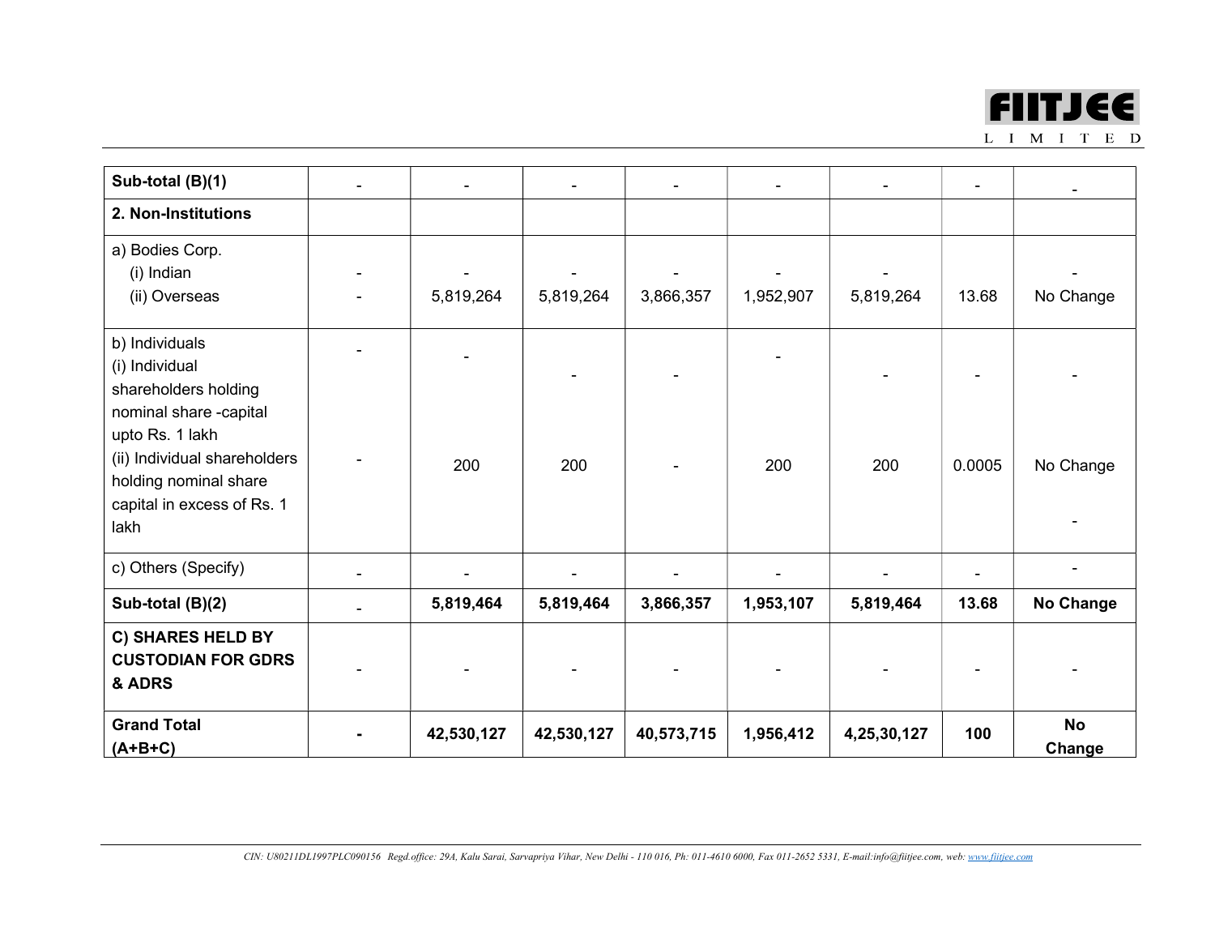| Sub-total (B)(1) | - | - | - | - | - | - | - | - |
|---|---|---|---|---|---|---|---|---|
| **2. Non-Institutions** | | | | | | | | |
| a) Bodies Corp.<br>(i) Indian<br>(ii) Overseas | -<br>- | -<br>5,819,264 | -<br>5,819,264 | -<br>3,866,357 | -<br>1,952,907 | -<br>5,819,264 | -<br>13.68 | -<br>No Change |
| b) Individuals<br>(i) Individual shareholders holding nominal share -capital upto Rs. 1 lakh<br>(ii) Individual shareholders holding nominal share capital in excess of Rs. 1 lakh | -<br>- | -<br>200 | -<br>200 | -<br>- | -<br>200 | -<br>200 | -<br>0.0005 | -<br>No Change<br>- |
| c) Others (Specify) | - | - | - | - | - | - | - | - |
| **Sub-total (B)(2)** | - | **5,819,464** | **5,819,464** | **3,866,357** | **1,953,107** | **5,819,464** | **13.68** | **No Change** |
| **C) SHARES HELD BY CUSTODIAN FOR GDRS & ADRS** | - | - | - | - | - | - | - | - |
| **Grand Total (A+B+C)** | **-** | **42,530,127** | **42,530,127** | **40,573,715** | **1,956,412** | **4,25,30,127** | **100** | **No Change** |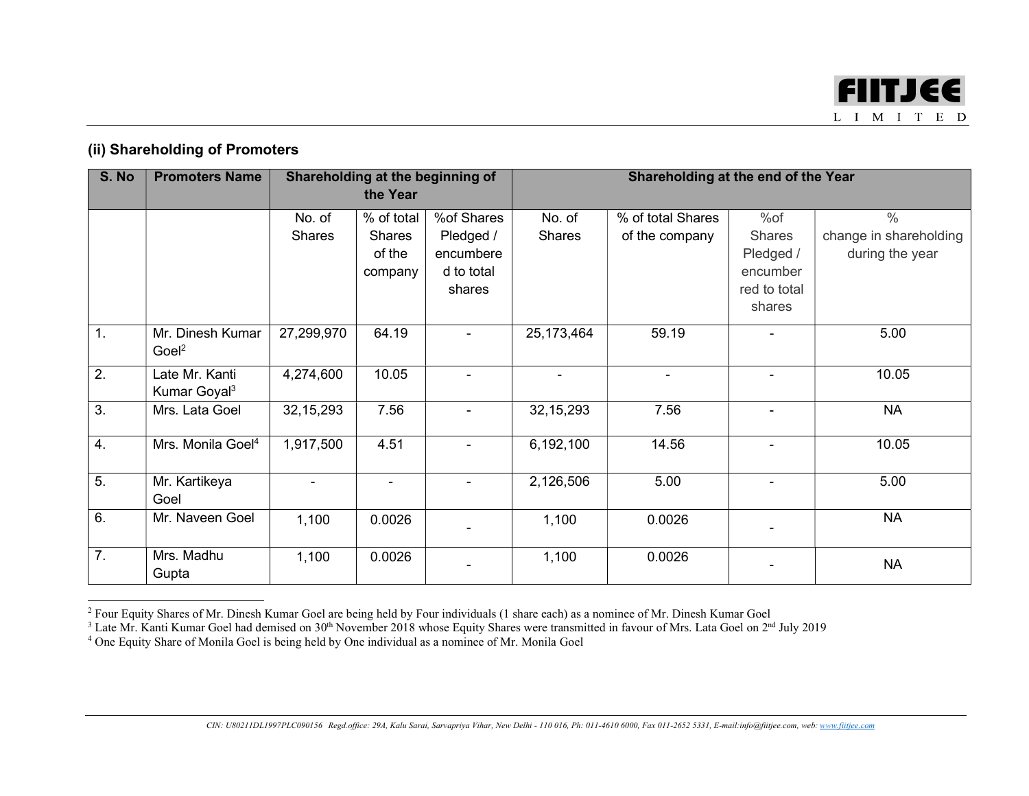## (ii) Shareholding of Promoters

| S. No | Promoters Name | Shareholding at the beginning of the Year | | | Shareholding at the end of the Year | | | |
|---|---|---|---|---|---|---|---|---|
| | | No. of Shares | % of total Shares of the company | %of Shares Pledged / encumbered to total shares | No. of Shares | % of total Shares of the company | %of Shares Pledged / encumbered to total shares | % change in shareholding during the year |
| 1. | Mr. Dinesh Kumar Goel[2] | 27,299,970 | 64.19 | - | 25,173,464 | 59.19 | - | 5.00 |
| 2. | Late Mr. Kanti Kumar Goyal[3] | 4,274,600 | 10.05 | - | - | - | - | 10.05 |
| 3. | Mrs. Lata Goel | 32,15,293 | 7.56 | - | 32,15,293 | 7.56 | - | NA |
| 4. | Mrs. Monila Goel[4] | 1,917,500 | 4.51 | - | 6,192,100 | 14.56 | - | 10.05 |
| 5. | Mr. Kartikeya Goel | - | - | - | 2,126,506 | 5.00 | - | 5.00 |
| 6. | Mr. Naveen Goel | 1,100 | 0.0026 | - | 1,100 | 0.0026 | - | NA |
| 7. | Mrs. Madhu Gupta | 1,100 | 0.0026 | - | 1,100 | 0.0026 | - | NA |

[2] Four Equity Shares of Mr. Dinesh Kumar Goel are being held by Four individuals (1 share each) as a nominee of Mr. Dinesh Kumar Goel

[3] Late Mr. Kanti Kumar Goel had demised on 30th November 2018 whose Equity Shares were transmitted in favour of Mrs. Lata Goel on 2nd July 2019

[4] One Equity Share of Monila Goel is being held by One individual as a nominee of Mr. Monila Goel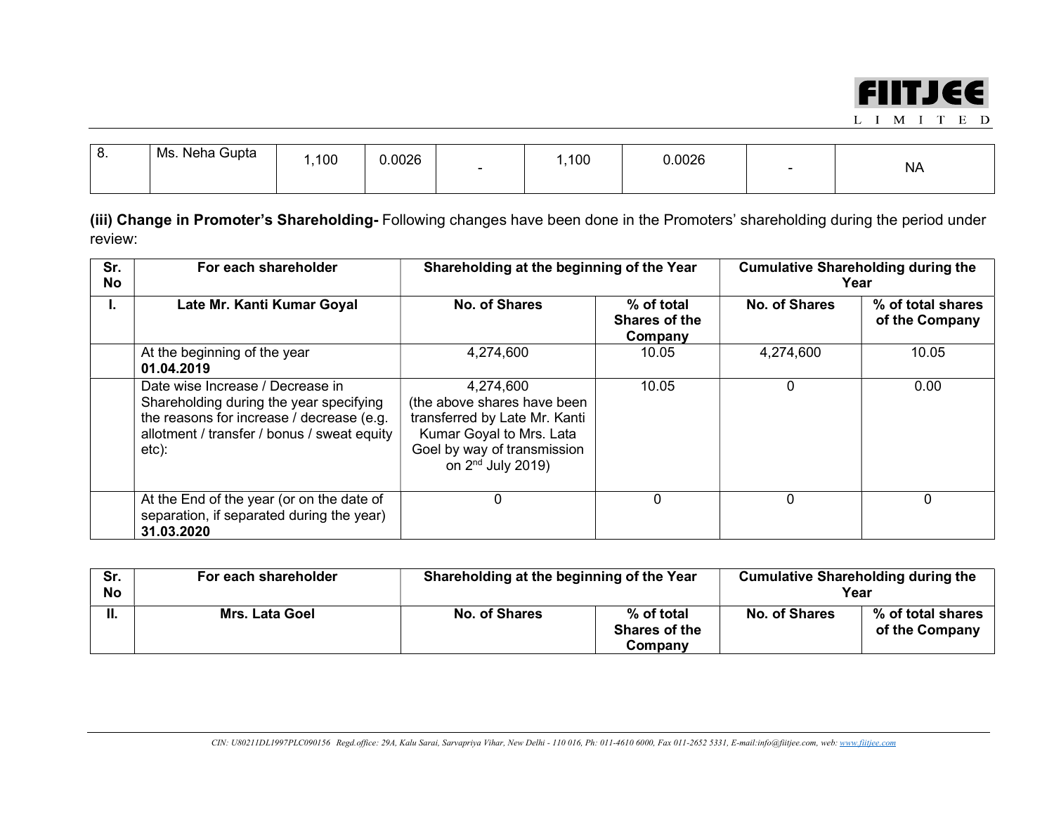| 8. | Ms. Neha Gupta | 1,100 | 0.0026 | - | 1,100 | 0.0026 | - | NA |
|---|---|---|---|---|---|---|---|---|

**(iii) Change in Promoter's Shareholding-** Following changes have been done in the Promoters' shareholding during the period under review:

| Sr. No | For each shareholder | Shareholding at the beginning of the Year | | Cumulative Shareholding during the Year | |
|---|---|---|---|---|---|
| **I.** | **Late Mr. Kanti Kumar Goyal** | **No. of Shares** | **% of total Shares of the Company** | **No. of Shares** | **% of total shares of the Company** |
| | At the beginning of the year **01.04.2019** | 4,274,600 | 10.05 | 4,274,600 | 10.05 |
| | Date wise Increase / Decrease in Shareholding during the year specifying the reasons for increase / decrease (e.g. allotment / transfer / bonus / sweat equity etc): | 4,274,600 (the above shares have been transferred by Late Mr. Kanti Kumar Goyal to Mrs. Lata Goel by way of transmission on 2nd July 2019) | 10.05 | 0 | 0.00 |
| | At the End of the year (or on the date of separation, if separated during the year) **31.03.2020** | 0 | 0 | 0 | 0 |

| Sr. No | For each shareholder | Shareholding at the beginning of the Year | | Cumulative Shareholding during the Year | |
|---|---|---|---|---|---|
| **II.** | **Mrs. Lata Goel** | **No. of Shares** | **% of total Shares of the Company** | **No. of Shares** | **% of total shares of the Company** |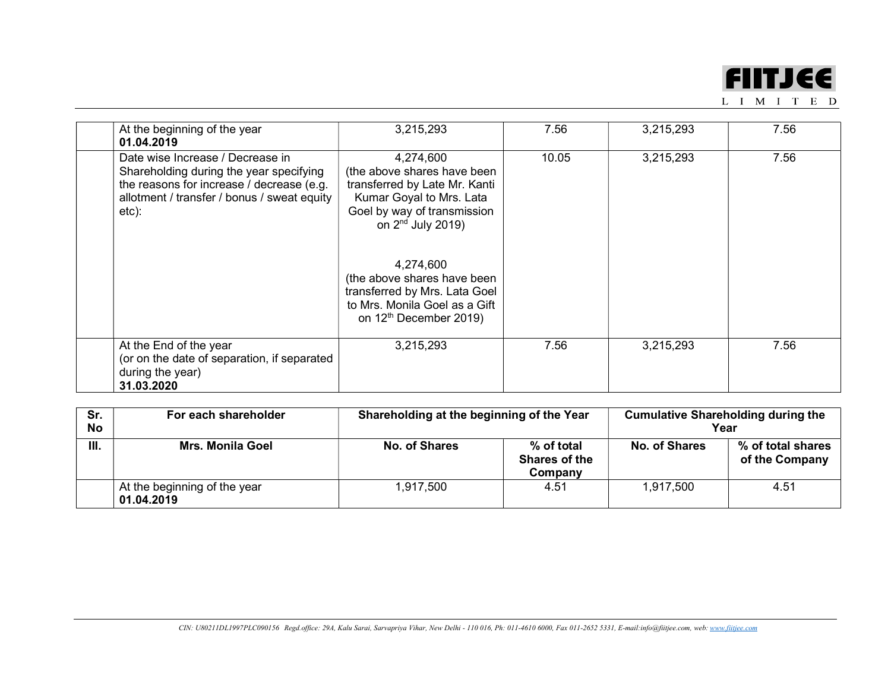| | | | | | |
|---|---|---|---|---|---|
| | At the beginning of the year **01.04.2019** | 3,215,293 | 7.56 | 3,215,293 | 7.56 |
| | Date wise Increase / Decrease in Shareholding during the year specifying the reasons for increase / decrease (e.g. allotment / transfer / bonus / sweat equity etc): | 4,274,600 (the above shares have been transferred by Late Mr. Kanti Kumar Goyal to Mrs. Lata Goel by way of transmission on 2nd July 2019)<br><br>4,274,600 (the above shares have been transferred by Mrs. Lata Goel to Mrs. Monila Goel as a Gift on 12th December 2019) | 10.05 | 3,215,293 | 7.56 |
| | At the End of the year (or on the date of separation, if separated during the year) **31.03.2020** | 3,215,293 | 7.56 | 3,215,293 | 7.56 |

| **Sr. No** | **For each shareholder** | **Shareholding at the beginning of the Year** | | **Cumulative Shareholding during the Year** | |
|---|---|---|---|---|---|
| **III.** | **Mrs. Monila Goel** | **No. of Shares** | **% of total Shares of the Company** | **No. of Shares** | **% of total shares of the Company** |
| | At the beginning of the year **01.04.2019** | 1,917,500 | 4.51 | 1,917,500 | 4.51 |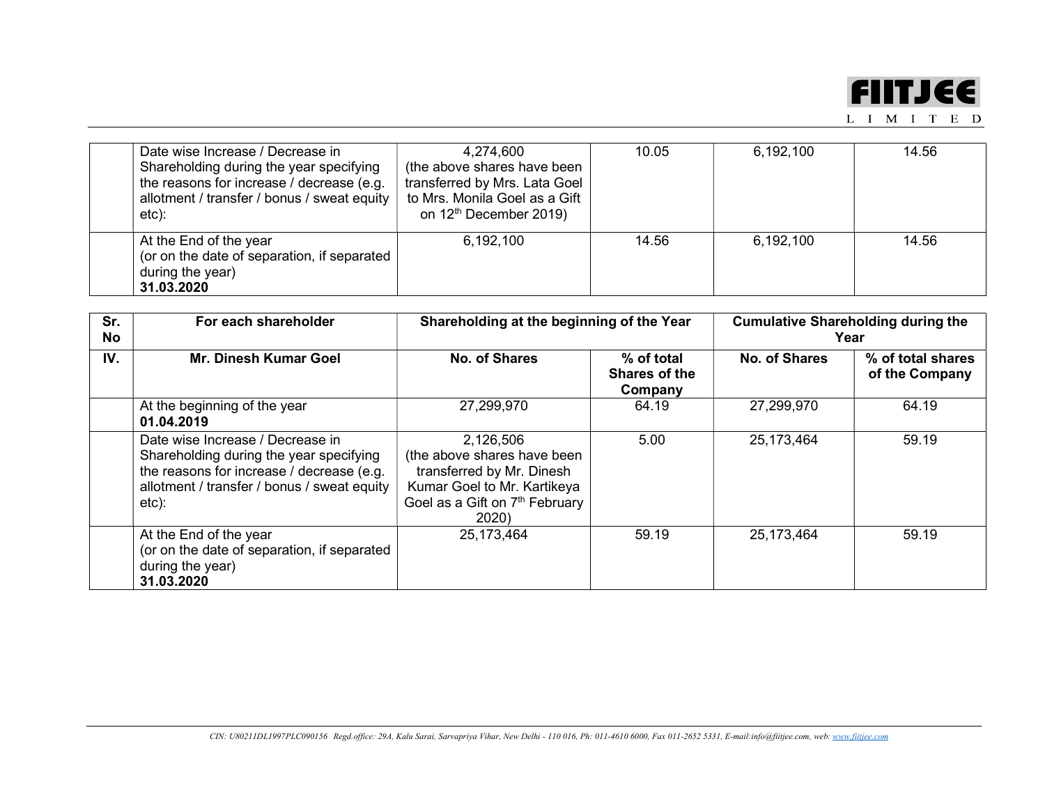| | | | | | |
|---|---|---|---|---|---|
| | Date wise Increase / Decrease in Shareholding during the year specifying the reasons for increase / decrease (e.g. allotment / transfer / bonus / sweat equity etc): | 4,274,600 (the above shares have been transferred by Mrs. Lata Goel to Mrs. Monila Goel as a Gift on 12th December 2019) | 10.05 | 6,192,100 | 14.56 |
| | At the End of the year (or on the date of separation, if separated during the year) **31.03.2020** | 6,192,100 | 14.56 | 6,192,100 | 14.56 |

| Sr. No | For each shareholder | Shareholding at the beginning of the Year | | Cumulative Shareholding during the Year | |
|---|---|---|---|---|---|
| **IV.** | **Mr. Dinesh Kumar Goel** | **No. of Shares** | **% of total Shares of the Company** | **No. of Shares** | **% of total shares of the Company** |
| | At the beginning of the year **01.04.2019** | 27,299,970 | 64.19 | 27,299,970 | 64.19 |
| | Date wise Increase / Decrease in Shareholding during the year specifying the reasons for increase / decrease (e.g. allotment / transfer / bonus / sweat equity etc): | 2,126,506 (the above shares have been transferred by Mr. Dinesh Kumar Goel to Mr. Kartikeya Goel as a Gift on 7th February 2020) | 5.00 | 25,173,464 | 59.19 |
| | At the End of the year (or on the date of separation, if separated during the year) **31.03.2020** | 25,173,464 | 59.19 | 25,173,464 | 59.19 |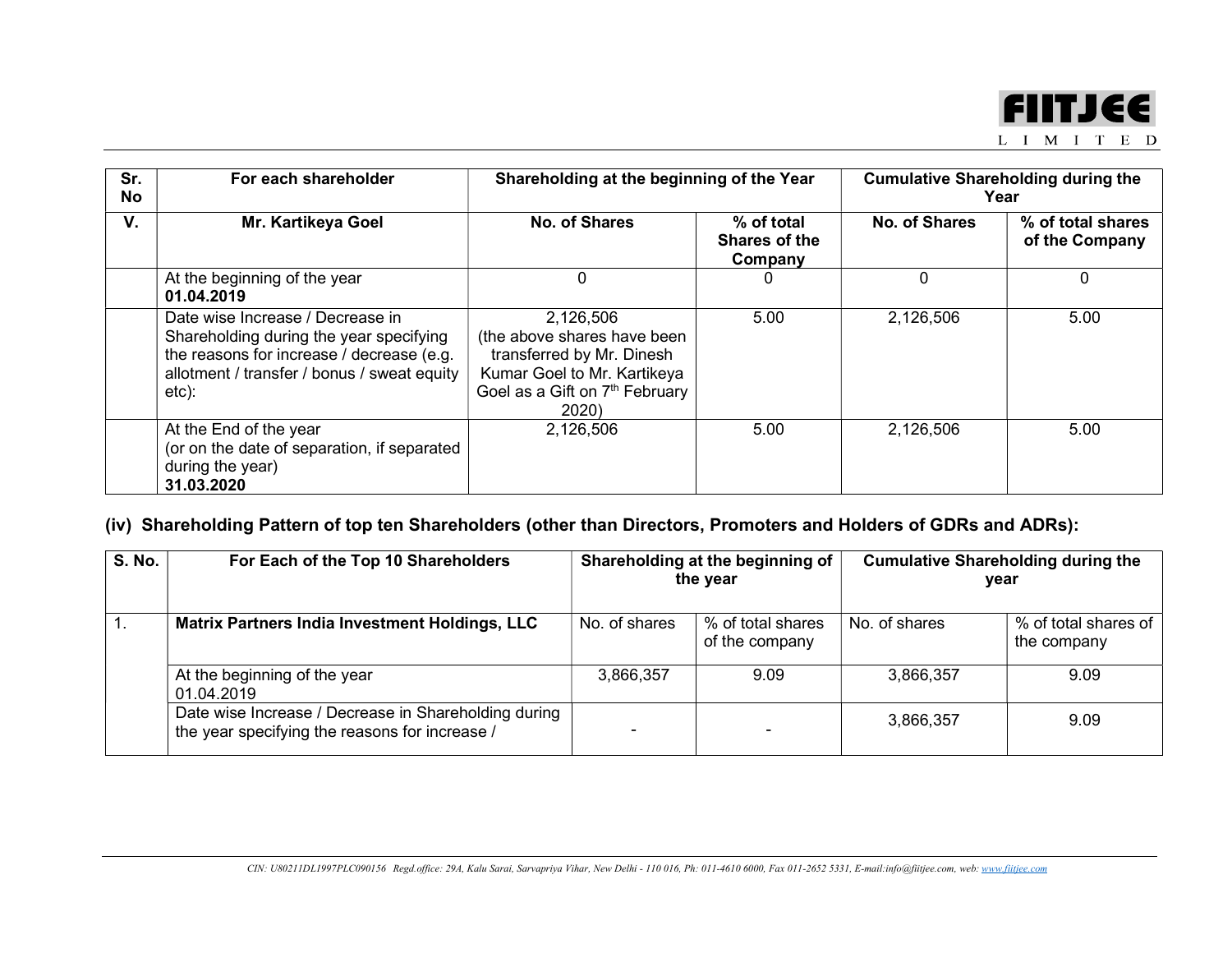| Sr. No | For each shareholder | Shareholding at the beginning of the Year | | Cumulative Shareholding during the Year | |
|---|---|---|---|---|---|
| V. | **Mr. Kartikeya Goel** | **No. of Shares** | **% of total Shares of the Company** | **No. of Shares** | **% of total shares of the Company** |
| | At the beginning of the year **01.04.2019** | 0 | 0 | 0 | 0 |
| | Date wise Increase / Decrease in Shareholding during the year specifying the reasons for increase / decrease (e.g. allotment / transfer / bonus / sweat equity etc): | 2,126,506 (the above shares have been transferred by Mr. Dinesh Kumar Goel to Mr. Kartikeya Goel as a Gift on 7th February 2020) | 5.00 | 2,126,506 | 5.00 |
| | At the End of the year (or on the date of separation, if separated during the year) **31.03.2020** | 2,126,506 | 5.00 | 2,126,506 | 5.00 |

## (iv) Shareholding Pattern of top ten Shareholders (other than Directors, Promoters and Holders of GDRs and ADRs):

| S. No. | For Each of the Top 10 Shareholders | Shareholding at the beginning of the year | | Cumulative Shareholding during the year | |
|---|---|---|---|---|---|
| 1. | **Matrix Partners India Investment Holdings, LLC** | No. of shares | % of total shares of the company | No. of shares | % of total shares of the company |
| | At the beginning of the year 01.04.2019 | 3,866,357 | 9.09 | 3,866,357 | 9.09 |
| | Date wise Increase / Decrease in Shareholding during the year specifying the reasons for increase / | - | - | 3,866,357 | 9.09 |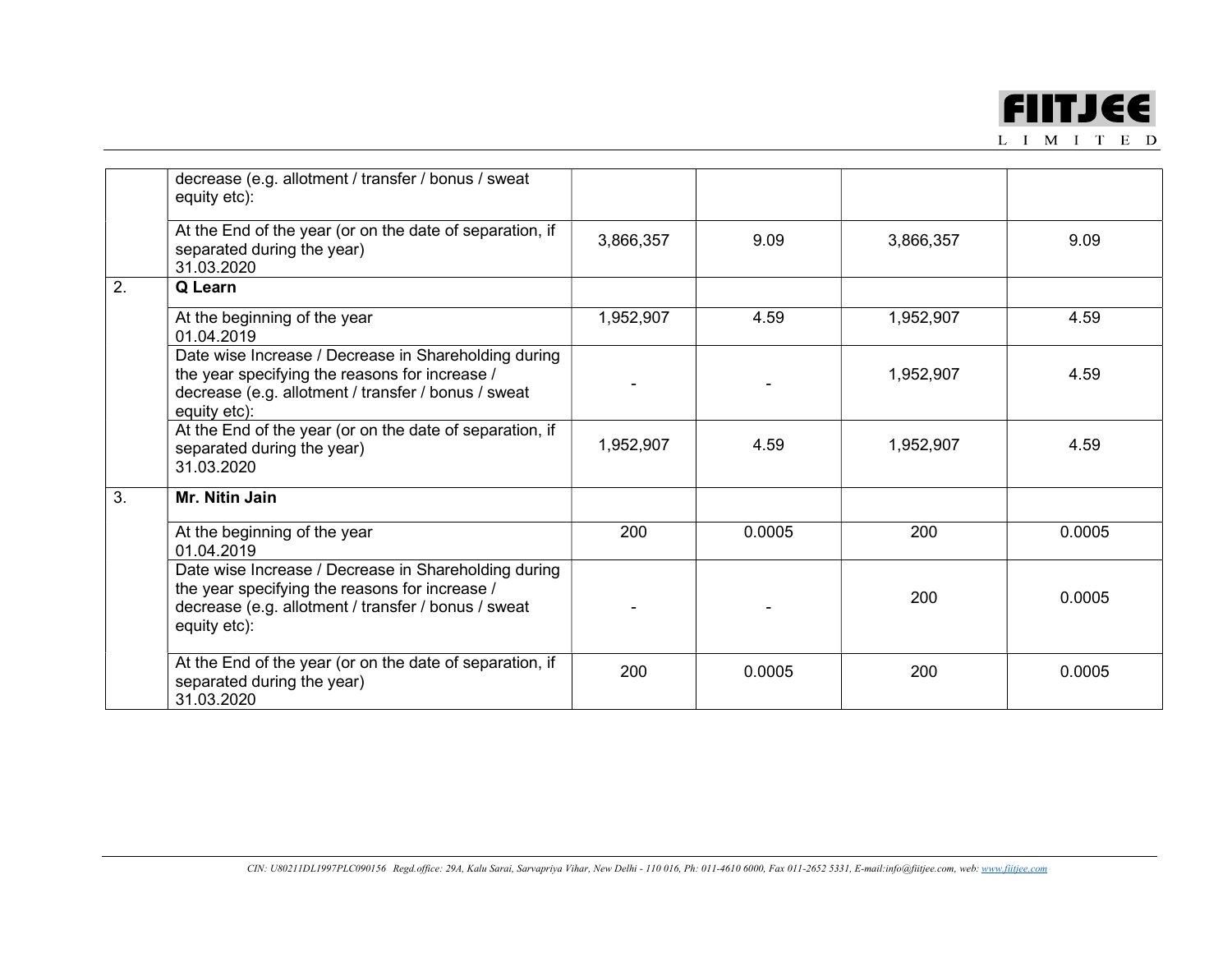| | | | | | |
|---|---|---|---|---|---|
| | decrease (e.g. allotment / transfer / bonus / sweat equity etc): | | | | |
| | At the End of the year (or on the date of separation, if separated during the year) 31.03.2020 | 3,866,357 | 9.09 | 3,866,357 | 9.09 |
| 2. | **Q Learn** | | | | |
| | At the beginning of the year 01.04.2019 | 1,952,907 | 4.59 | 1,952,907 | 4.59 |
| | Date wise Increase / Decrease in Shareholding during the year specifying the reasons for increase / decrease (e.g. allotment / transfer / bonus / sweat equity etc): | - | - | 1,952,907 | 4.59 |
| | At the End of the year (or on the date of separation, if separated during the year) 31.03.2020 | 1,952,907 | 4.59 | 1,952,907 | 4.59 |
| 3. | **Mr. Nitin Jain** | | | | |
| | At the beginning of the year 01.04.2019 | 200 | 0.0005 | 200 | 0.0005 |
| | Date wise Increase / Decrease in Shareholding during the year specifying the reasons for increase / decrease (e.g. allotment / transfer / bonus / sweat equity etc): | - | - | 200 | 0.0005 |
| | At the End of the year (or on the date of separation, if separated during the year) 31.03.2020 | 200 | 0.0005 | 200 | 0.0005 |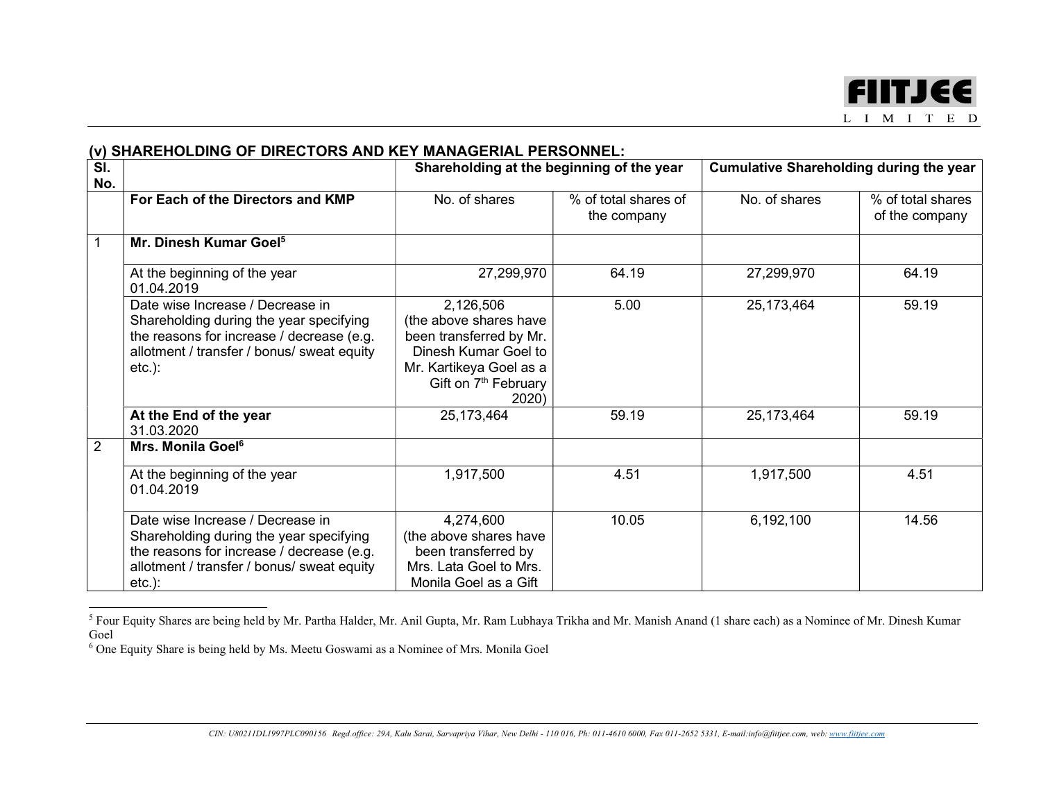## (v) SHAREHOLDING OF DIRECTORS AND KEY MANAGERIAL PERSONNEL:

| Sl. No. | | Shareholding at the beginning of the year | | Cumulative Shareholding during the year | |
|---|---|---|---|---|---|
| | **For Each of the Directors and KMP** | No. of shares | % of total shares of the company | No. of shares | % of total shares of the company |
| 1 | **Mr. Dinesh Kumar Goel**[5] | | | | |
| | At the beginning of the year 01.04.2019 | 27,299,970 | 64.19 | 27,299,970 | 64.19 |
| | Date wise Increase / Decrease in Shareholding during the year specifying the reasons for increase / decrease (e.g. allotment / transfer / bonus/ sweat equity etc.): | 2,126,506 (the above shares have been transferred by Mr. Dinesh Kumar Goel to Mr. Kartikeya Goel as a Gift on 7th February 2020) | 5.00 | 25,173,464 | 59.19 |
| | **At the End of the year** 31.03.2020 | 25,173,464 | 59.19 | 25,173,464 | 59.19 |
| 2 | **Mrs. Monila Goel**[6] | | | | |
| | At the beginning of the year 01.04.2019 | 1,917,500 | 4.51 | 1,917,500 | 4.51 |
| | Date wise Increase / Decrease in Shareholding during the year specifying the reasons for increase / decrease (e.g. allotment / transfer / bonus/ sweat equity etc.): | 4,274,600 (the above shares have been transferred by Mrs. Lata Goel to Mrs. Monila Goel as a Gift | 10.05 | 6,192,100 | 14.56 |

[5] Four Equity Shares are being held by Mr. Partha Halder, Mr. Anil Gupta, Mr. Ram Lubhaya Trikha and Mr. Manish Anand (1 share each) as a Nominee of Mr. Dinesh Kumar Goel

[6] One Equity Share is being held by Ms. Meetu Goswami as a Nominee of Mrs. Monila Goel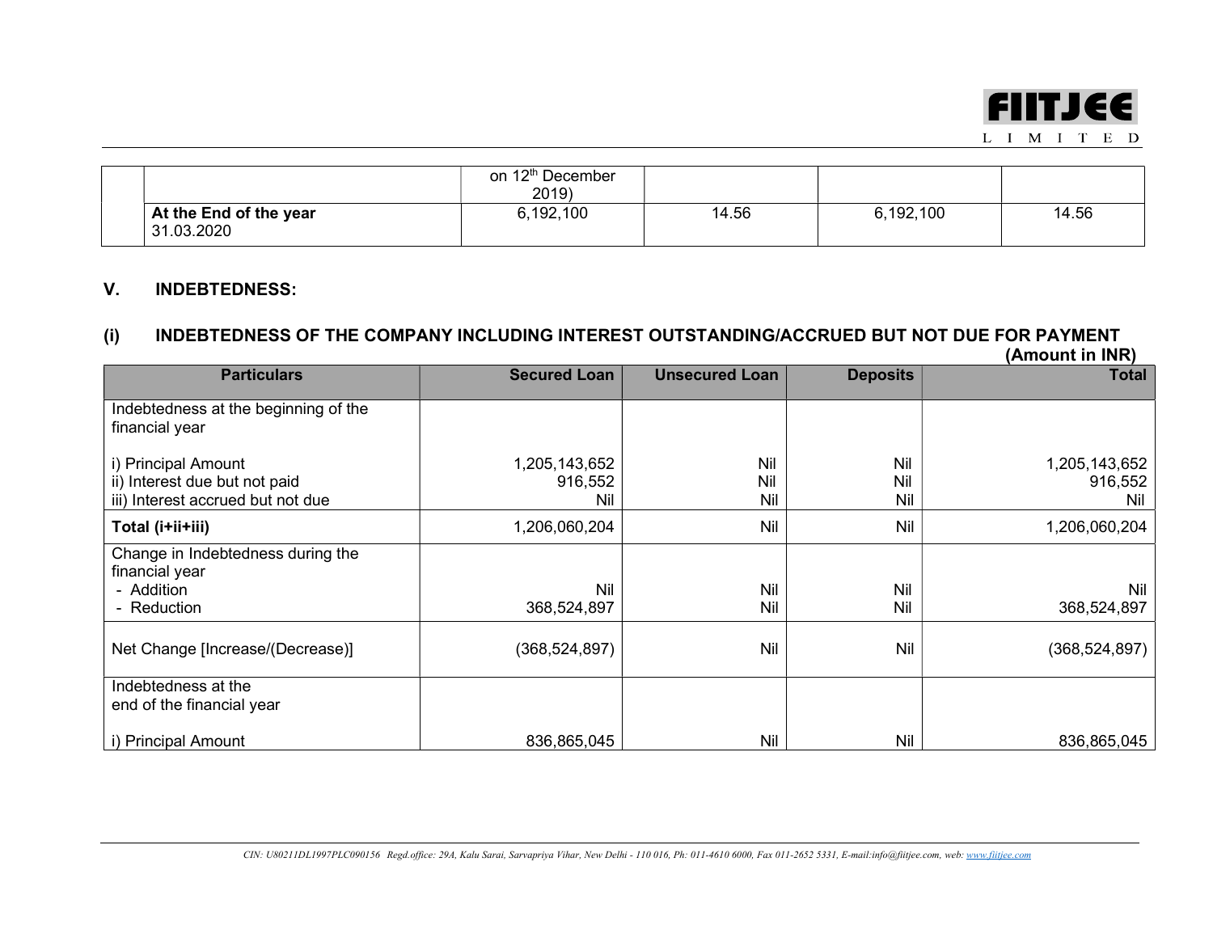|  |  | on 12th December 2019) |  |  |  |
|---|---|---|---|---|---|
|  | **At the End of the year** 31.03.2020 | 6,192,100 | 14.56 | 6,192,100 | 14.56 |

## V. INDEBTEDNESS:

### (i) INDEBTEDNESS OF THE COMPANY INCLUDING INTEREST OUTSTANDING/ACCRUED BUT NOT DUE FOR PAYMENT

**(Amount in INR)**

| Particulars | Secured Loan | Unsecured Loan | Deposits | Total |
|---|---|---|---|---|
| Indebtedness at the beginning of the financial year |  |  |  |  |
| i) Principal Amount | 1,205,143,652 | Nil | Nil | 1,205,143,652 |
| ii) Interest due but not paid | 916,552 | Nil | Nil | 916,552 |
| iii) Interest accrued but not due | Nil | Nil | Nil | Nil |
| **Total (i+ii+iii)** | 1,206,060,204 | Nil | Nil | 1,206,060,204 |
| Change in Indebtedness during the financial year |  |  |  |  |
| - Addition | Nil | Nil | Nil | Nil |
| - Reduction | 368,524,897 | Nil | Nil | 368,524,897 |
| Net Change [Increase/(Decrease)] | (368,524,897) | Nil | Nil | (368,524,897) |
| Indebtedness at the end of the financial year |  |  |  |  |
| i) Principal Amount | 836,865,045 | Nil | Nil | 836,865,045 |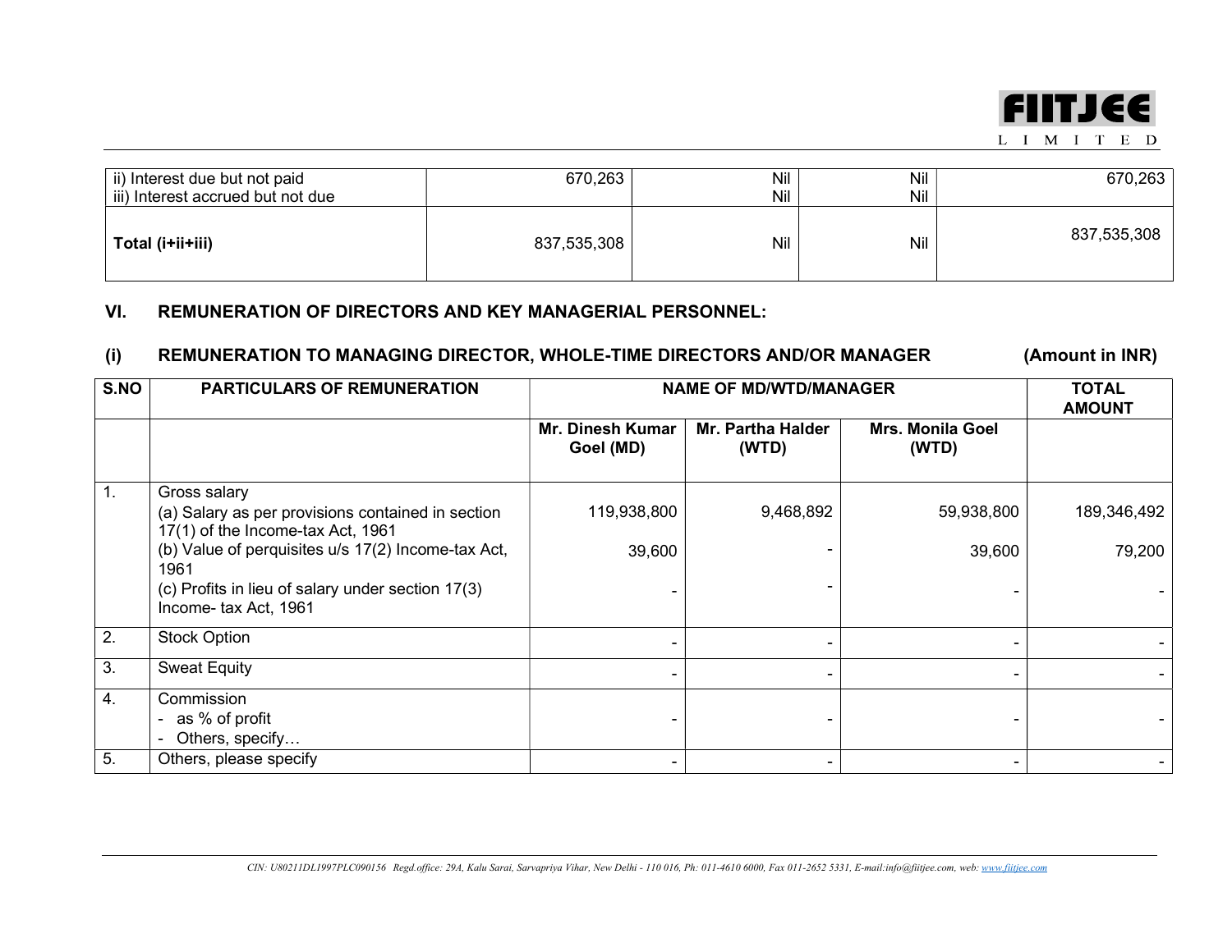| | | | | |
|---|---|---|---|---|
| ii) Interest due but not paid<br>iii) Interest accrued but not due | 670,263 | Nil<br>Nil | Nil<br>Nil | 670,263 |
| **Total (i+ii+iii)** | 837,535,308 | Nil | Nil | 837,535,308 |

## VI. REMUNERATION OF DIRECTORS AND KEY MANAGERIAL PERSONNEL:

### (i) REMUNERATION TO MANAGING DIRECTOR, WHOLE-TIME DIRECTORS AND/OR MANAGER (Amount in INR)

| S.NO | PARTICULARS OF REMUNERATION | NAME OF MD/WTD/MANAGER | | | TOTAL AMOUNT |
|---|---|---|---|---|---|
| | | Mr. Dinesh Kumar Goel (MD) | Mr. Partha Halder (WTD) | Mrs. Monila Goel (WTD) | |
| 1. | Gross salary<br>(a) Salary as per provisions contained in section 17(1) of the Income-tax Act, 1961<br>(b) Value of perquisites u/s 17(2) Income-tax Act, 1961<br>(c) Profits in lieu of salary under section 17(3) Income- tax Act, 1961 | 119,938,800<br>39,600<br>- | 9,468,892<br>-<br>- | 59,938,800<br>39,600<br>- | 189,346,492<br>79,200<br>- |
| 2. | Stock Option | - | - | - | - |
| 3. | Sweat Equity | - | - | - | - |
| 4. | Commission<br>- as % of profit<br>- Others, specify… | - | - | - | - |
| 5. | Others, please specify | - | - | - | - |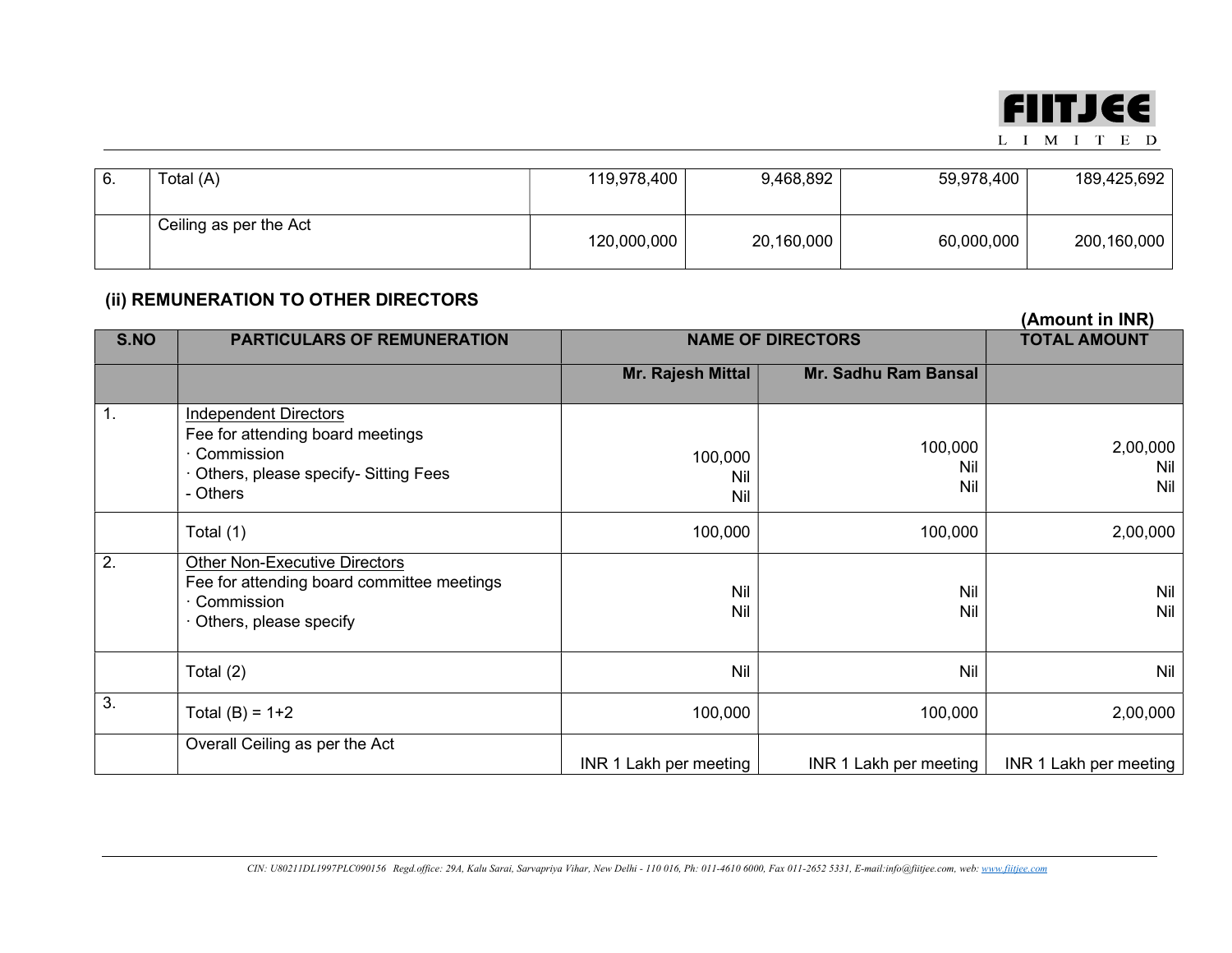| 6. | Total (A) | 119,978,400 | 9,468,892 | 59,978,400 | 189,425,692 |
|---|---|---|---|---|---|
| | Ceiling as per the Act | 120,000,000 | 20,160,000 | 60,000,000 | 200,160,000 |

**(ii) REMUNERATION TO OTHER DIRECTORS**

**(Amount in INR)**

| S.NO | PARTICULARS OF REMUNERATION | NAME OF DIRECTORS | | TOTAL AMOUNT |
|---|---|---|---|---|
| | | **Mr. Rajesh Mittal** | **Mr. Sadhu Ram Bansal** | |
| 1. | Independent Directors<br>Fee for attending board meetings<br>· Commission<br>· Others, please specify- Sitting Fees<br>- Others | 100,000<br>Nil<br>Nil | 100,000<br>Nil<br>Nil | 2,00,000<br>Nil<br>Nil |
| | Total (1) | 100,000 | 100,000 | 2,00,000 |
| 2. | Other Non-Executive Directors<br>Fee for attending board committee meetings<br>· Commission<br>· Others, please specify | Nil<br>Nil | Nil<br>Nil | Nil<br>Nil |
| | Total (2) | Nil | Nil | Nil |
| 3. | Total (B) = 1+2 | 100,000 | 100,000 | 2,00,000 |
| | Overall Ceiling as per the Act | INR 1 Lakh per meeting | INR 1 Lakh per meeting | INR 1 Lakh per meeting |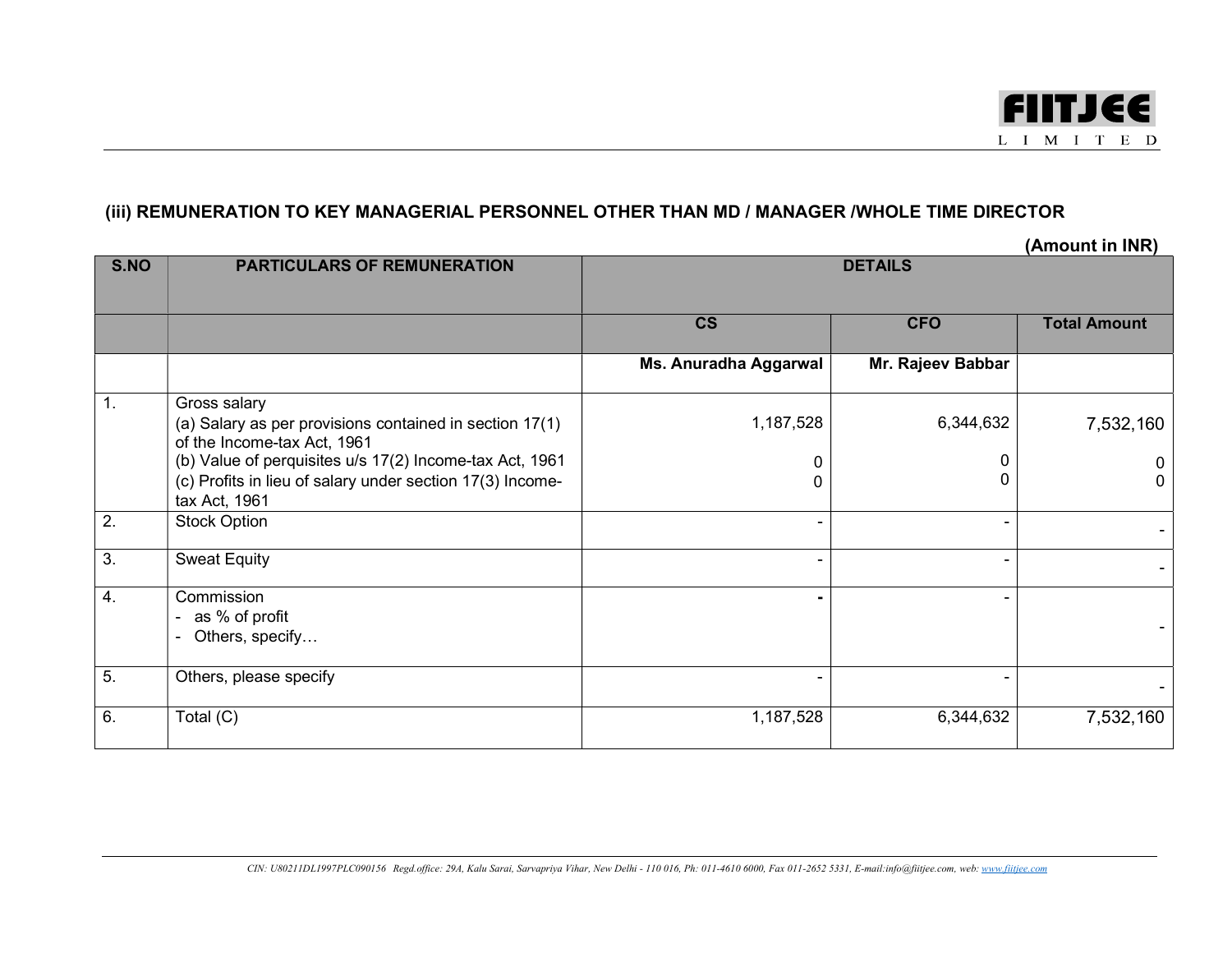### (iii) REMUNERATION TO KEY MANAGERIAL PERSONNEL OTHER THAN MD / MANAGER /WHOLE TIME DIRECTOR

**(Amount in INR)**

| S.NO | PARTICULARS OF REMUNERATION | DETAILS | | |
|---|---|---|---|---|
| | | CS | CFO | Total Amount |
| | | Ms. Anuradha Aggarwal | Mr. Rajeev Babbar | |
| 1. | Gross salary<br>(a) Salary as per provisions contained in section 17(1) of the Income-tax Act, 1961<br>(b) Value of perquisites u/s 17(2) Income-tax Act, 1961<br>(c) Profits in lieu of salary under section 17(3) Income-tax Act, 1961 | <br>1,187,528<br>0<br>0 | <br>6,344,632<br>0<br>0 | <br>7,532,160<br>0<br>0 |
| 2. | Stock Option | - | - | - |
| 3. | Sweat Equity | - | - | - |
| 4. | Commission<br>- as % of profit<br>- Others, specify… | - | - | - |
| 5. | Others, please specify | - | - | - |
| 6. | Total (C) | 1,187,528 | 6,344,632 | 7,532,160 |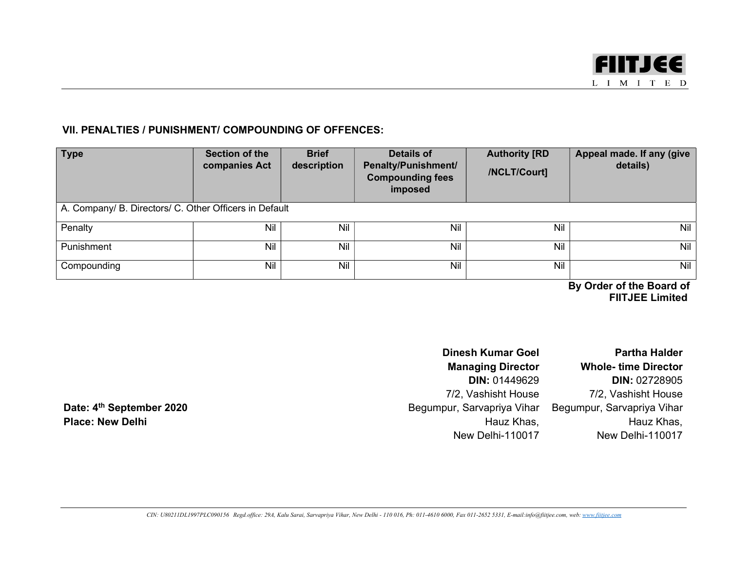## VII. PENALTIES / PUNISHMENT/ COMPOUNDING OF OFFENCES:

| Type | Section of the companies Act | Brief description | Details of Penalty/Punishment/ Compounding fees imposed | Authority [RD /NCLT/Court] | Appeal made. If any (give details) |
|---|---|---|---|---|---|
| A. Company/ B. Directors/ C. Other Officers in Default | | | | | |
| Penalty | Nil | Nil | Nil | Nil | Nil |
| Punishment | Nil | Nil | Nil | Nil | Nil |
| Compounding | Nil | Nil | Nil | Nil | Nil |

**By Order of the Board of FIITJEE Limited**

**Dinesh Kumar Goel**
**Managing Director**
**DIN:** 01449629
7/2, Vashisht House
Begumpur, Sarvapriya Vihar
Hauz Khas,
New Delhi-110017

**Partha Halder**
**Whole- time Director**
**DIN:** 02728905
7/2, Vashisht House
Begumpur, Sarvapriya Vihar
Hauz Khas,
New Delhi-110017

**Date: 4th September 2020**
**Place: New Delhi**